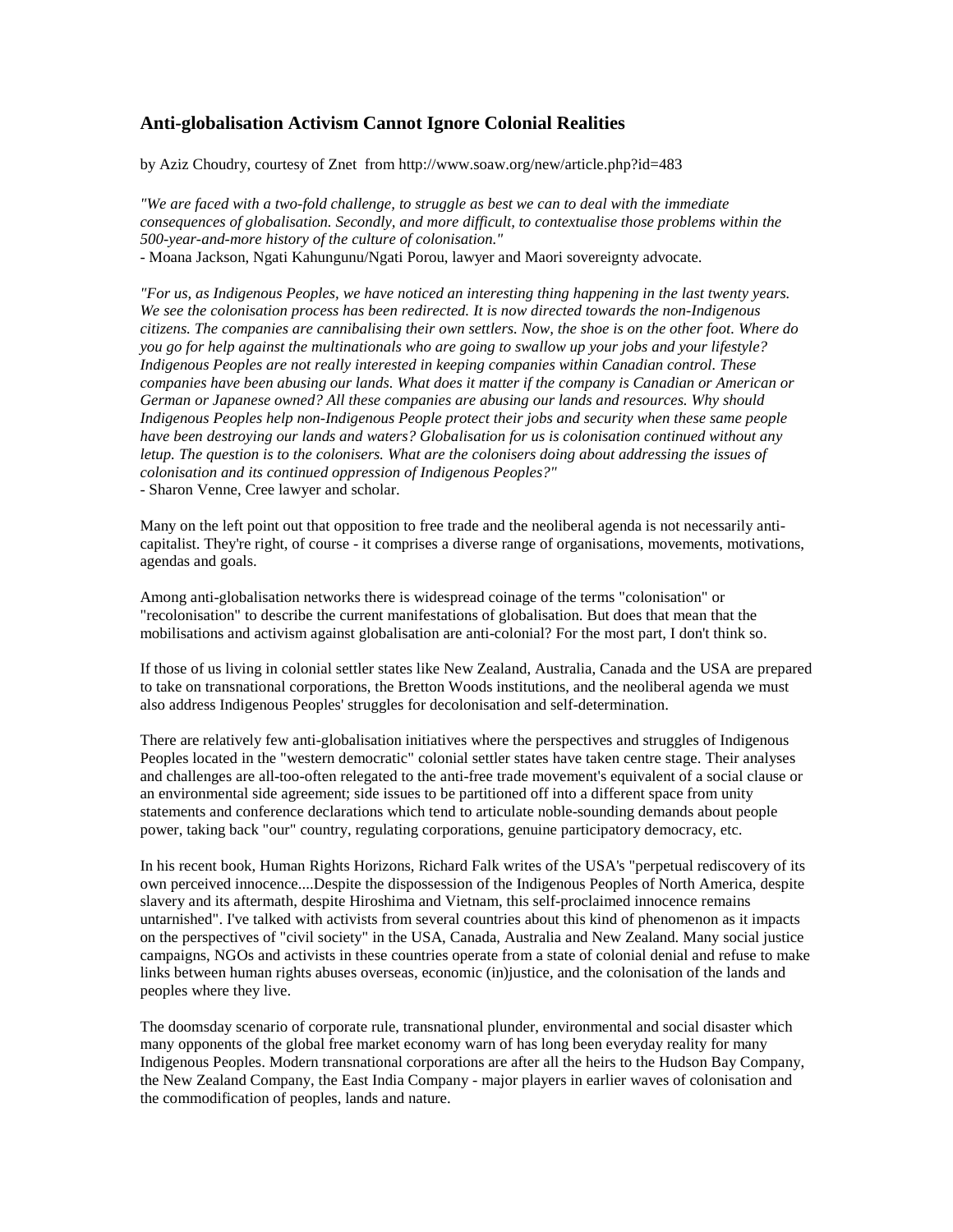## Anti-globalisation Activism Cannot Ignore Colonial Realities

by Aziz Choudry, courtesy of Znet from http://www.soaw.org/new/article.php?id=483

*"We are faced with a two-fold challenge, to struggle as best we can to deal with the immediate consequences of globalisation. Secondly, and more difficult, to contextualise those problems within the 500-year-and-more history of the culture of colonisation."*
- Moana Jackson, Ngati Kahungunu/Ngati Porou, lawyer and Maori sovereignty advocate.

*"For us, as Indigenous Peoples, we have noticed an interesting thing happening in the last twenty years. We see the colonisation process has been redirected. It is now directed towards the non-Indigenous citizens. The companies are cannibalising their own settlers. Now, the shoe is on the other foot. Where do you go for help against the multinationals who are going to swallow up your jobs and your lifestyle? Indigenous Peoples are not really interested in keeping companies within Canadian control. These companies have been abusing our lands. What does it matter if the company is Canadian or American or German or Japanese owned? All these companies are abusing our lands and resources. Why should Indigenous Peoples help non-Indigenous People protect their jobs and security when these same people have been destroying our lands and waters? Globalisation for us is colonisation continued without any letup. The question is to the colonisers. What are the colonisers doing about addressing the issues of colonisation and its continued oppression of Indigenous Peoples?"*
- Sharon Venne, Cree lawyer and scholar.

Many on the left point out that opposition to free trade and the neoliberal agenda is not necessarily anti-capitalist. They're right, of course - it comprises a diverse range of organisations, movements, motivations, agendas and goals.

Among anti-globalisation networks there is widespread coinage of the terms "colonisation" or "recolonisation" to describe the current manifestations of globalisation. But does that mean that the mobilisations and activism against globalisation are anti-colonial? For the most part, I don't think so.

If those of us living in colonial settler states like New Zealand, Australia, Canada and the USA are prepared to take on transnational corporations, the Bretton Woods institutions, and the neoliberal agenda we must also address Indigenous Peoples' struggles for decolonisation and self-determination.

There are relatively few anti-globalisation initiatives where the perspectives and struggles of Indigenous Peoples located in the "western democratic" colonial settler states have taken centre stage. Their analyses and challenges are all-too-often relegated to the anti-free trade movement's equivalent of a social clause or an environmental side agreement; side issues to be partitioned off into a different space from unity statements and conference declarations which tend to articulate noble-sounding demands about people power, taking back "our" country, regulating corporations, genuine participatory democracy, etc.

In his recent book, Human Rights Horizons, Richard Falk writes of the USA's "perpetual rediscovery of its own perceived innocence....Despite the dispossession of the Indigenous Peoples of North America, despite slavery and its aftermath, despite Hiroshima and Vietnam, this self-proclaimed innocence remains untarnished". I've talked with activists from several countries about this kind of phenomenon as it impacts on the perspectives of "civil society" in the USA, Canada, Australia and New Zealand. Many social justice campaigns, NGOs and activists in these countries operate from a state of colonial denial and refuse to make links between human rights abuses overseas, economic (in)justice, and the colonisation of the lands and peoples where they live.

The doomsday scenario of corporate rule, transnational plunder, environmental and social disaster which many opponents of the global free market economy warn of has long been everyday reality for many Indigenous Peoples. Modern transnational corporations are after all the heirs to the Hudson Bay Company, the New Zealand Company, the East India Company - major players in earlier waves of colonisation and the commodification of peoples, lands and nature.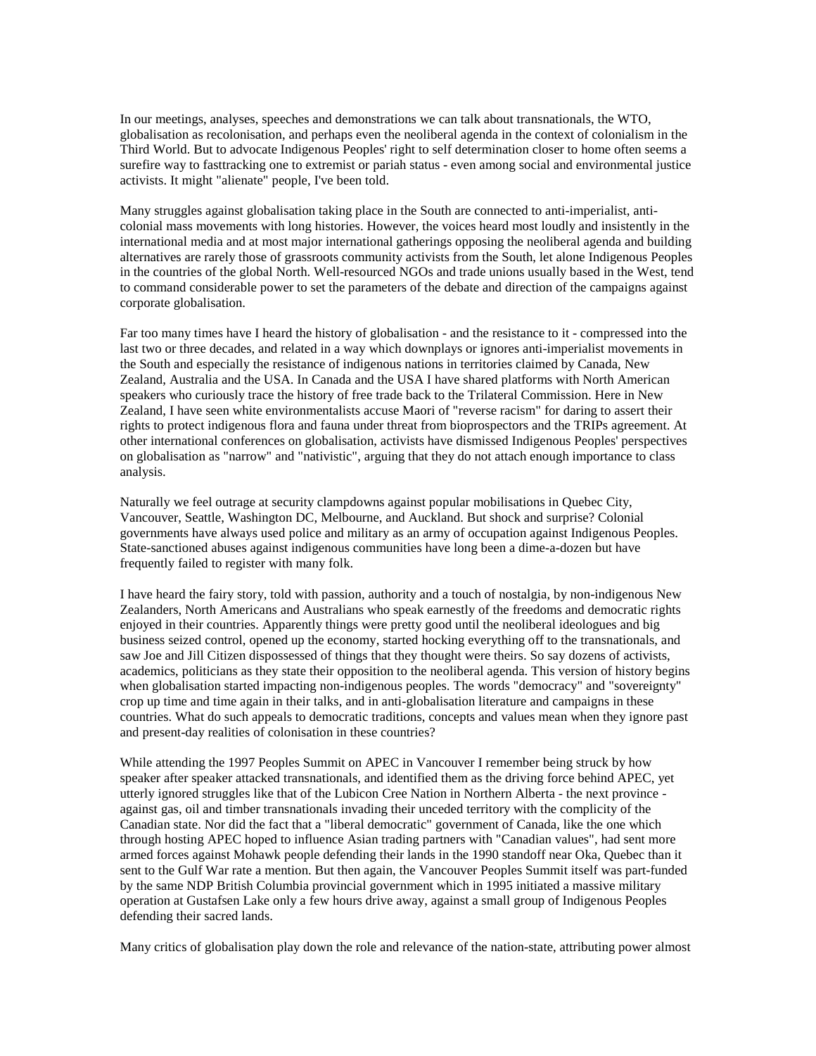In our meetings, analyses, speeches and demonstrations we can talk about transnationals, the WTO, globalisation as recolonisation, and perhaps even the neoliberal agenda in the context of colonialism in the Third World. But to advocate Indigenous Peoples' right to self determination closer to home often seems a surefire way to fasttracking one to extremist or pariah status - even among social and environmental justice activists. It might "alienate" people, I've been told.

Many struggles against globalisation taking place in the South are connected to anti-imperialist, anti-colonial mass movements with long histories. However, the voices heard most loudly and insistently in the international media and at most major international gatherings opposing the neoliberal agenda and building alternatives are rarely those of grassroots community activists from the South, let alone Indigenous Peoples in the countries of the global North. Well-resourced NGOs and trade unions usually based in the West, tend to command considerable power to set the parameters of the debate and direction of the campaigns against corporate globalisation.

Far too many times have I heard the history of globalisation - and the resistance to it - compressed into the last two or three decades, and related in a way which downplays or ignores anti-imperialist movements in the South and especially the resistance of indigenous nations in territories claimed by Canada, New Zealand, Australia and the USA. In Canada and the USA I have shared platforms with North American speakers who curiously trace the history of free trade back to the Trilateral Commission. Here in New Zealand, I have seen white environmentalists accuse Maori of "reverse racism" for daring to assert their rights to protect indigenous flora and fauna under threat from bioprospectors and the TRIPs agreement. At other international conferences on globalisation, activists have dismissed Indigenous Peoples' perspectives on globalisation as "narrow" and "nativistic", arguing that they do not attach enough importance to class analysis.

Naturally we feel outrage at security clampdowns against popular mobilisations in Quebec City, Vancouver, Seattle, Washington DC, Melbourne, and Auckland. But shock and surprise? Colonial governments have always used police and military as an army of occupation against Indigenous Peoples. State-sanctioned abuses against indigenous communities have long been a dime-a-dozen but have frequently failed to register with many folk.

I have heard the fairy story, told with passion, authority and a touch of nostalgia, by non-indigenous New Zealanders, North Americans and Australians who speak earnestly of the freedoms and democratic rights enjoyed in their countries. Apparently things were pretty good until the neoliberal ideologues and big business seized control, opened up the economy, started hocking everything off to the transnationals, and saw Joe and Jill Citizen dispossessed of things that they thought were theirs. So say dozens of activists, academics, politicians as they state their opposition to the neoliberal agenda. This version of history begins when globalisation started impacting non-indigenous peoples. The words "democracy" and "sovereignty" crop up time and time again in their talks, and in anti-globalisation literature and campaigns in these countries. What do such appeals to democratic traditions, concepts and values mean when they ignore past and present-day realities of colonisation in these countries?

While attending the 1997 Peoples Summit on APEC in Vancouver I remember being struck by how speaker after speaker attacked transnationals, and identified them as the driving force behind APEC, yet utterly ignored struggles like that of the Lubicon Cree Nation in Northern Alberta - the next province - against gas, oil and timber transnationals invading their unceded territory with the complicity of the Canadian state. Nor did the fact that a "liberal democratic" government of Canada, like the one which through hosting APEC hoped to influence Asian trading partners with "Canadian values", had sent more armed forces against Mohawk people defending their lands in the 1990 standoff near Oka, Quebec than it sent to the Gulf War rate a mention. But then again, the Vancouver Peoples Summit itself was part-funded by the same NDP British Columbia provincial government which in 1995 initiated a massive military operation at Gustafsen Lake only a few hours drive away, against a small group of Indigenous Peoples defending their sacred lands.

Many critics of globalisation play down the role and relevance of the nation-state, attributing power almost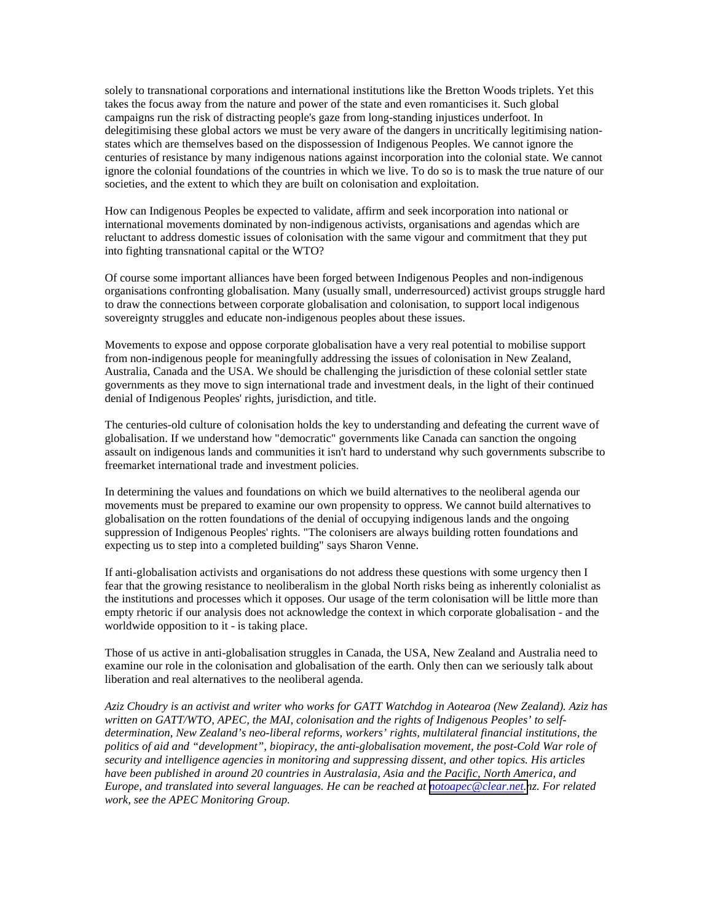solely to transnational corporations and international institutions like the Bretton Woods triplets. Yet this takes the focus away from the nature and power of the state and even romanticises it. Such global campaigns run the risk of distracting people's gaze from long-standing injustices underfoot. In delegitimising these global actors we must be very aware of the dangers in uncritically legitimising nation-states which are themselves based on the dispossession of Indigenous Peoples. We cannot ignore the centuries of resistance by many indigenous nations against incorporation into the colonial state. We cannot ignore the colonial foundations of the countries in which we live. To do so is to mask the true nature of our societies, and the extent to which they are built on colonisation and exploitation.

How can Indigenous Peoples be expected to validate, affirm and seek incorporation into national or international movements dominated by non-indigenous activists, organisations and agendas which are reluctant to address domestic issues of colonisation with the same vigour and commitment that they put into fighting transnational capital or the WTO?

Of course some important alliances have been forged between Indigenous Peoples and non-indigenous organisations confronting globalisation. Many (usually small, underresourced) activist groups struggle hard to draw the connections between corporate globalisation and colonisation, to support local indigenous sovereignty struggles and educate non-indigenous peoples about these issues.

Movements to expose and oppose corporate globalisation have a very real potential to mobilise support from non-indigenous people for meaningfully addressing the issues of colonisation in New Zealand, Australia, Canada and the USA. We should be challenging the jurisdiction of these colonial settler state governments as they move to sign international trade and investment deals, in the light of their continued denial of Indigenous Peoples' rights, jurisdiction, and title.

The centuries-old culture of colonisation holds the key to understanding and defeating the current wave of globalisation. If we understand how "democratic" governments like Canada can sanction the ongoing assault on indigenous lands and communities it isn't hard to understand why such governments subscribe to freemarket international trade and investment policies.

In determining the values and foundations on which we build alternatives to the neoliberal agenda our movements must be prepared to examine our own propensity to oppress. We cannot build alternatives to globalisation on the rotten foundations of the denial of occupying indigenous lands and the ongoing suppression of Indigenous Peoples' rights. "The colonisers are always building rotten foundations and expecting us to step into a completed building" says Sharon Venne.

If anti-globalisation activists and organisations do not address these questions with some urgency then I fear that the growing resistance to neoliberalism in the global North risks being as inherently colonialist as the institutions and processes which it opposes. Our usage of the term colonisation will be little more than empty rhetoric if our analysis does not acknowledge the context in which corporate globalisation - and the worldwide opposition to it - is taking place.

Those of us active in anti-globalisation struggles in Canada, the USA, New Zealand and Australia need to examine our role in the colonisation and globalisation of the earth. Only then can we seriously talk about liberation and real alternatives to the neoliberal agenda.

*Aziz Choudry is an activist and writer who works for GATT Watchdog in Aotearoa (New Zealand). Aziz has written on GATT/WTO, APEC, the MAI, colonisation and the rights of Indigenous Peoples' to self-determination, New Zealand's neo-liberal reforms, workers' rights, multilateral financial institutions, the politics of aid and "development", biopiracy, the anti-globalisation movement, the post-Cold War role of security and intelligence agencies in monitoring and suppressing dissent, and other topics. His articles have been published in around 20 countries in Australasia, Asia and the Pacific, North America, and Europe, and translated into several languages. He can be reached at notoapec@clear.net.nz. For related work, see the APEC Monitoring Group.*